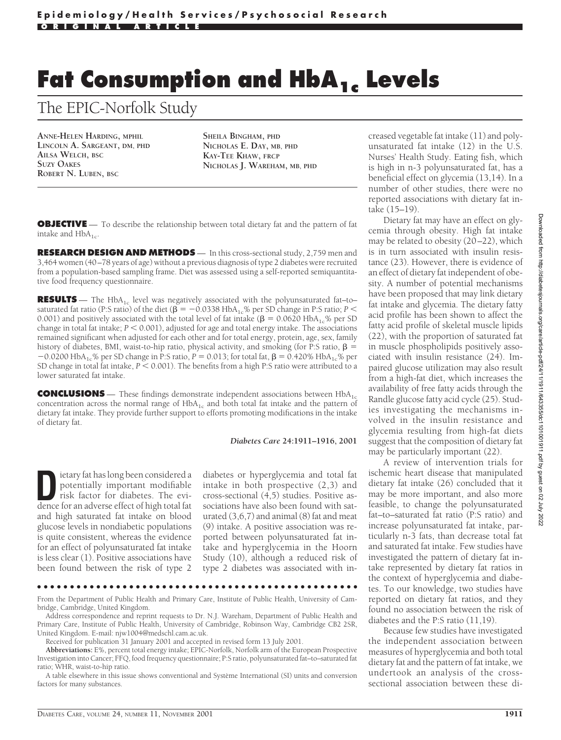Epidemiology/Health Services/Psychosocial Research

ORIGINAL ARTICLE

# Fat Consumption and $HbA_{1c}$ Levels

## The EPIC-Norfolk Study

ANNE-HELEN HARDING, MPHIL
LINCOLN A. SARGEANT, DM, PHD
AILSA WELCH, BSC
SUZY OAKES
ROBERT N. LUBEN, BSC
SHEILA BINGHAM, PHD
NICHOLAS E. DAY, MB, PHD
KAY-TEE KHAW, FRCP
NICHOLAS J. WAREHAM, MB, PHD

**OBJECTIVE** — To describe the relationship between total dietary fat and the pattern of fat intake and $HbA_{1c}$.

**RESEARCH DESIGN AND METHODS** — In this cross-sectional study, 2,759 men and 3,464 women (40–78 years of age) without a previous diagnosis of type 2 diabetes were recruited from a population-based sampling frame. Diet was assessed using a self-reported semiquantitative food frequency questionnaire.

**RESULTS** — The $HbA_{1c}$ level was negatively associated with the polyunsaturated fat–to–saturated fat ratio (P:S ratio) of the diet ($\beta = -0.0338$ $HbA_{1c}$% per SD change in P:S ratio; $P < 0.001$) and positively associated with the total level of fat intake ($\beta = 0.0620$ $HbA_{1c}$% per SD change in total fat intake; $P < 0.001$), adjusted for age and total energy intake. The associations remained significant when adjusted for each other and for total energy, protein, age, sex, family history of diabetes, BMI, waist-to-hip ratio, physical activity, and smoking (for P:S ratio, $\beta = -0.0200$ $HbA_{1c}$% per SD change in P:S ratio, $P = 0.013$; for total fat, $\beta = 0.420$% $HbA_{1c}$% per SD change in total fat intake, $P < 0.001$). The benefits from a high P:S ratio were attributed to a lower saturated fat intake.

**CONCLUSIONS** — These findings demonstrate independent associations between $HbA_{1c}$ concentration across the normal range of $HbA_{1c}$ and both total fat intake and the pattern of dietary fat intake. They provide further support to efforts promoting modifications in the intake of dietary fat.

*Diabetes Care* **24:**1911–1916, 2001

Dietary fat has long been considered a potentially important modifiable risk factor for diabetes. The evidence for an adverse effect of high total fat and high saturated fat intake on blood glucose levels in nondiabetic populations is quite consistent, whereas the evidence for an effect of polyunsaturated fat intake is less clear (1). Positive associations have been found between the risk of type 2 diabetes or hyperglycemia and total fat intake in both prospective (2,3) and cross-sectional (4,5) studies. Positive associations have also been found with saturated (3,6,7) and animal (8) fat and meat (9) intake. A positive association was reported between polyunsaturated fat intake and hyperglycemia in the Hoorn Study (10), although a reduced risk of type 2 diabetes was associated with increased vegetable fat intake (11) and polyunsaturated fat intake (12) in the U.S. Nurses' Health Study. Eating fish, which is high in n-3 polyunsaturated fat, has a beneficial effect on glycemia (13,14). In a number of other studies, there were no reported associations with dietary fat intake (15–19).

Dietary fat may have an effect on glycemia through obesity. High fat intake may be related to obesity (20–22), which is in turn associated with insulin resistance (23). However, there is evidence of an effect of dietary fat independent of obesity. A number of potential mechanisms have been proposed that may link dietary fat intake and glycemia. The dietary fatty acid profile has been shown to affect the fatty acid profile of skeletal muscle lipids (22), with the proportion of saturated fat in muscle phospholipids positively associated with insulin resistance (24). Impaired glucose utilization may also result from a high-fat diet, which increases the availability of free fatty acids through the Randle glucose fatty acid cycle (25). Studies investigating the mechanisms involved in the insulin resistance and glycemia resulting from high-fat diets suggest that the composition of dietary fat may be particularly important (22).

A review of intervention trials for ischemic heart disease that manipulated dietary fat intake (26) concluded that it may be more important, and also more feasible, to change the polyunsaturated fat–to–saturated fat ratio (P:S ratio) and increase polyunsaturated fat intake, particularly n-3 fats, than decrease total fat and saturated fat intake. Few studies have investigated the pattern of dietary fat intake represented by dietary fat ratios in the context of hyperglycemia and diabetes. To our knowledge, two studies have reported on dietary fat ratios, and they found no association between the risk of diabetes and the P:S ratio (11,19).

Because few studies have investigated the independent association between measures of hyperglycemia and both total dietary fat and the pattern of fat intake, we undertook an analysis of the cross-sectional association between these di-

---

From the Department of Public Health and Primary Care, Institute of Public Health, University of Cambridge, Cambridge, United Kingdom.

Address correspondence and reprint requests to Dr. N.J. Wareham, Department of Public Health and Primary Care, Institute of Public Health, University of Cambridge, Robinson Way, Cambridge CB2 2SR, United Kingdom. E-mail: njw1004@medschl.cam.ac.uk.

Received for publication 31 January 2001 and accepted in revised form 13 July 2001.

**Abbreviations:** E%, percent total energy intake; EPIC-Norfolk, Norfolk arm of the European Prospective Investigation into Cancer; FFQ, food frequency questionnaire; P:S ratio, polyunsaturated fat–to–saturated fat ratio; WHR, waist-to-hip ratio.

A table elsewhere in this issue shows conventional and Système International (SI) units and conversion factors for many substances.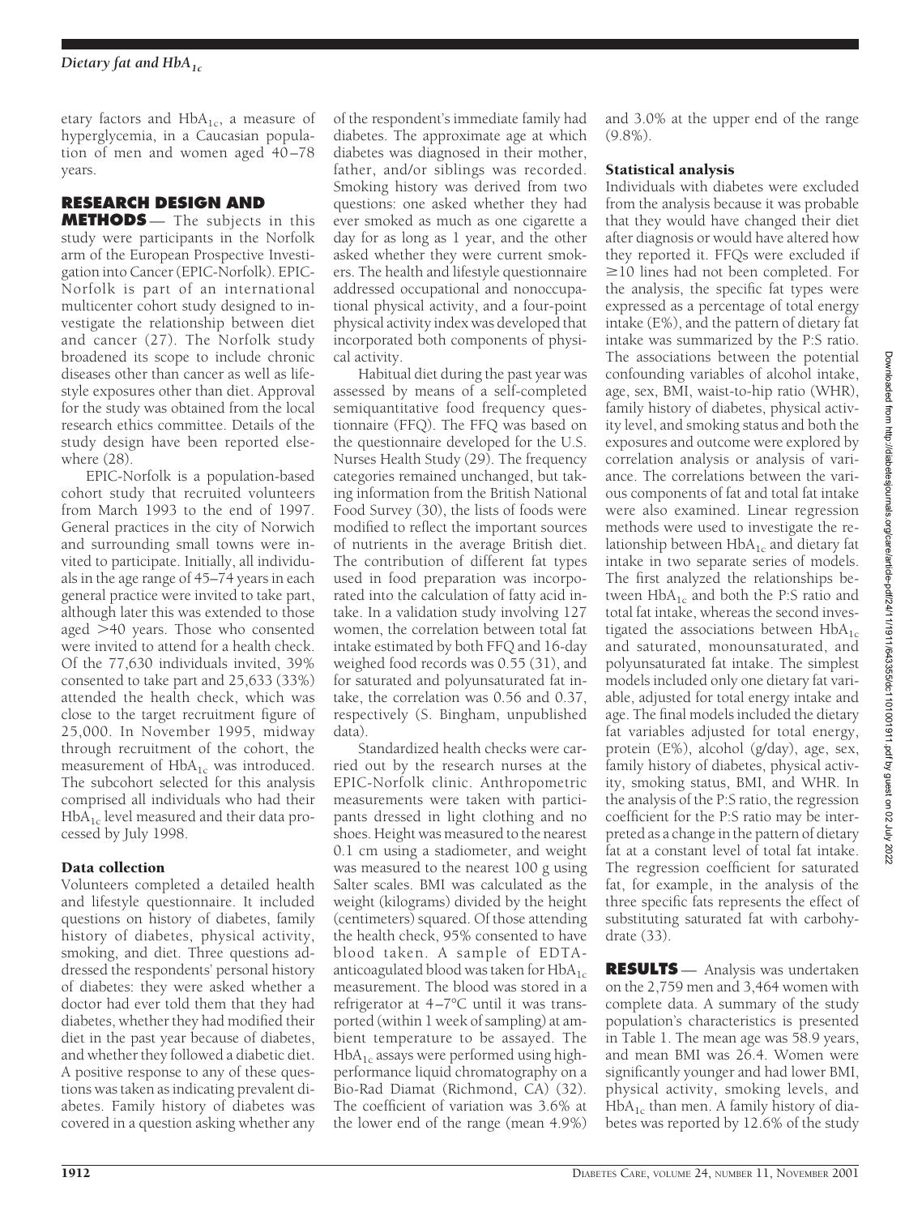etary factors and $HbA_{1c}$, a measure of hyperglycemia, in a Caucasian population of men and women aged 40–78 years.

## RESEARCH DESIGN AND METHODS

The subjects in this study were participants in the Norfolk arm of the European Prospective Investigation into Cancer (EPIC-Norfolk). EPIC-Norfolk is part of an international multicenter cohort study designed to investigate the relationship between diet and cancer (27). The Norfolk study broadened its scope to include chronic diseases other than cancer as well as lifestyle exposures other than diet. Approval for the study was obtained from the local research ethics committee. Details of the study design have been reported elsewhere (28).

EPIC-Norfolk is a population-based cohort study that recruited volunteers from March 1993 to the end of 1997. General practices in the city of Norwich and surrounding small towns were invited to participate. Initially, all individuals in the age range of 45–74 years in each general practice were invited to take part, although later this was extended to those aged >40 years. Those who consented were invited to attend for a health check. Of the 77,630 individuals invited, 39% consented to take part and 25,633 (33%) attended the health check, which was close to the target recruitment figure of 25,000. In November 1995, midway through recruitment of the cohort, the measurement of $HbA_{1c}$ was introduced. The subcohort selected for this analysis comprised all individuals who had their $HbA_{1c}$ level measured and their data processed by July 1998.

### Data collection

Volunteers completed a detailed health and lifestyle questionnaire. It included questions on history of diabetes, family history of diabetes, physical activity, smoking, and diet. Three questions addressed the respondents' personal history of diabetes: they were asked whether a doctor had ever told them that they had diabetes, whether they had modified their diet in the past year because of diabetes, and whether they followed a diabetic diet. A positive response to any of these questions was taken as indicating prevalent diabetes. Family history of diabetes was covered in a question asking whether any of the respondent's immediate family had diabetes. The approximate age at which diabetes was diagnosed in their mother, father, and/or siblings was recorded. Smoking history was derived from two questions: one asked whether they had ever smoked as much as one cigarette a day for as long as 1 year, and the other asked whether they were current smokers. The health and lifestyle questionnaire addressed occupational and nonoccupational physical activity, and a four-point physical activity index was developed that incorporated both components of physical activity.

Habitual diet during the past year was assessed by means of a self-completed semiquantitative food frequency questionnaire (FFQ). The FFQ was based on the questionnaire developed for the U.S. Nurses Health Study (29). The frequency categories remained unchanged, but taking information from the British National Food Survey (30), the lists of foods were modified to reflect the important sources of nutrients in the average British diet. The contribution of different fat types used in food preparation was incorporated into the calculation of fatty acid intake. In a validation study involving 127 women, the correlation between total fat intake estimated by both FFQ and 16-day weighed food records was 0.55 (31), and for saturated and polyunsaturated fat intake, the correlation was 0.56 and 0.37, respectively (S. Bingham, unpublished data).

Standardized health checks were carried out by the research nurses at the EPIC-Norfolk clinic. Anthropometric measurements were taken with participants dressed in light clothing and no shoes. Height was measured to the nearest 0.1 cm using a stadiometer, and weight was measured to the nearest 100 g using Salter scales. BMI was calculated as the weight (kilograms) divided by the height (centimeters) squared. Of those attending the health check, 95% consented to have blood taken. A sample of EDTA-anticoagulated blood was taken for $HbA_{1c}$ measurement. The blood was stored in a refrigerator at 4–7°C until it was transported (within 1 week of sampling) at ambient temperature to be assayed. The $HbA_{1c}$ assays were performed using high-performance liquid chromatography on a Bio-Rad Diamat (Richmond, CA) (32). The coefficient of variation was 3.6% at the lower end of the range (mean 4.9%) and 3.0% at the upper end of the range (9.8%).

### Statistical analysis

Individuals with diabetes were excluded from the analysis because it was probable that they would have changed their diet after diagnosis or would have altered how they reported it. FFQs were excluded if ≥10 lines had not been completed. For the analysis, the specific fat types were expressed as a percentage of total energy intake (E%), and the pattern of dietary fat intake was summarized by the P:S ratio. The associations between the potential confounding variables of alcohol intake, age, sex, BMI, waist-to-hip ratio (WHR), family history of diabetes, physical activity level, and smoking status and both the exposures and outcome were explored by correlation analysis or analysis of variance. The correlations between the various components of fat and total fat intake were also examined. Linear regression methods were used to investigate the relationship between $HbA_{1c}$ and dietary fat intake in two separate series of models. The first analyzed the relationships between $HbA_{1c}$ and both the P:S ratio and total fat intake, whereas the second investigated the associations between $HbA_{1c}$ and saturated, monounsaturated, and polyunsaturated fat intake. The simplest models included only one dietary fat variable, adjusted for total energy intake and age. The final models included the dietary fat variables adjusted for total energy, protein (E%), alcohol (g/day), age, sex, family history of diabetes, physical activity, smoking status, BMI, and WHR. In the analysis of the P:S ratio, the regression coefficient for the P:S ratio may be interpreted as a change in the pattern of dietary fat at a constant level of total fat intake. The regression coefficient for saturated fat, for example, in the analysis of the three specific fats represents the effect of substituting saturated fat with carbohydrate (33).

## RESULTS

Analysis was undertaken on the 2,759 men and 3,464 women with complete data. A summary of the study population's characteristics is presented in Table 1. The mean age was 58.9 years, and mean BMI was 26.4. Women were significantly younger and had lower BMI, physical activity, smoking levels, and $HbA_{1c}$ than men. A family history of diabetes was reported by 12.6% of the study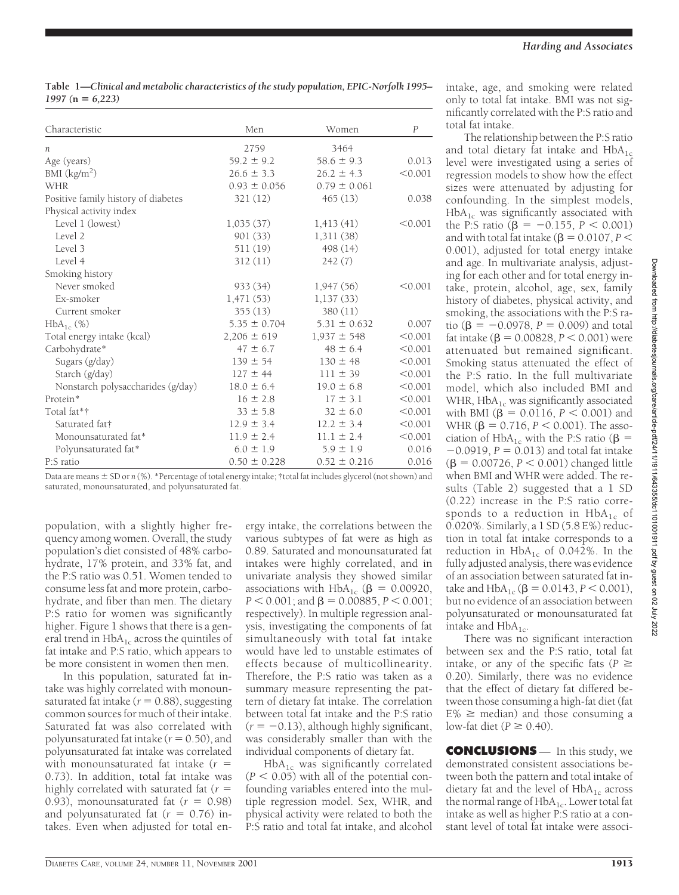**Table 1—*Clinical and metabolic characteristics of the study population, EPIC-Norfolk 1995–1997 (n = 6,223)***

| Characteristic | Men | Women | *P* |
|---|---|---|---|
| *n* | 2759 | 3464 | |
| Age (years) | 59.2 ± 9.2 | 58.6 ± 9.3 | 0.013 |
| BMI ($kg/m^2$) | 26.6 ± 3.3 | 26.2 ± 4.3 | <0.001 |
| WHR | 0.93 ± 0.056 | 0.79 ± 0.061 | |
| Positive family history of diabetes | 321 (12) | 465 (13) | 0.038 |
| Physical activity index | | | |
| Level 1 (lowest) | 1,035 (37) | 1,413 (41) | <0.001 |
| Level 2 | 901 (33) | 1,311 (38) | |
| Level 3 | 511 (19) | 498 (14) | |
| Level 4 | 312 (11) | 242 (7) | |
| Smoking history | | | |
| Never smoked | 933 (34) | 1,947 (56) | <0.001 |
| Ex-smoker | 1,471 (53) | 1,137 (33) | |
| Current smoker | 355 (13) | 380 (11) | |
| $HbA_{1c}$ (%) | 5.35 ± 0.704 | 5.31 ± 0.632 | 0.007 |
| Total energy intake (kcal) | 2,206 ± 619 | 1,937 ± 548 | <0.001 |
| Carbohydrate* | 47 ± 6.7 | 48 ± 6.4 | <0.001 |
| Sugars (g/day) | 139 ± 54 | 130 ± 48 | <0.001 |
| Starch (g/day) | 127 ± 44 | 111 ± 39 | <0.001 |
| Nonstarch polysaccharides (g/day) | 18.0 ± 6.4 | 19.0 ± 6.8 | <0.001 |
| Protein* | 16 ± 2.8 | 17 ± 3.1 | <0.001 |
| Total fat*† | 33 ± 5.8 | 32 ± 6.0 | <0.001 |
| Saturated fat† | 12.9 ± 3.4 | 12.2 ± 3.4 | <0.001 |
| Monounsaturated fat* | 11.9 ± 2.4 | 11.1 ± 2.4 | <0.001 |
| Polyunsaturated fat* | 6.0 ± 1.9 | 5.9 ± 1.9 | 0.016 |
| P:S ratio | 0.50 ± 0.228 | 0.52 ± 0.216 | 0.016 |

Data are means ± SD or *n* (%). *Percentage of total energy intake; †total fat includes glycerol (not shown) and saturated, monounsaturated, and polyunsaturated fat.

population, with a slightly higher frequency among women. Overall, the study population's diet consisted of 48% carbohydrate, 17% protein, and 33% fat, and the P:S ratio was 0.51. Women tended to consume less fat and more protein, carbohydrate, and fiber than men. The dietary P:S ratio for women was significantly higher. Figure 1 shows that there is a general trend in $HbA_{1c}$ across the quintiles of fat intake and P:S ratio, which appears to be more consistent in women then men.

In this population, saturated fat intake was highly correlated with monounsaturated fat intake ($r = 0.88$), suggesting common sources for much of their intake. Saturated fat was also correlated with polyunsaturated fat intake ($r = 0.50$), and polyunsaturated fat intake was correlated with monounsaturated fat intake ($r = 0.73$). In addition, total fat intake was highly correlated with saturated fat ($r = 0.93$), monounsaturated fat ($r = 0.98$) and polyunsaturated fat ($r = 0.76$) intakes. Even when adjusted for total energy intake, the correlations between the various subtypes of fat were as high as 0.89. Saturated and monounsaturated fat intakes were highly correlated, and in univariate analysis they showed similar associations with $HbA_{1c}$ ($\beta = 0.00920$, $P < 0.001$; and $\beta = 0.00885$, $P < 0.001$; respectively). In multiple regression analysis, investigating the components of fat simultaneously with total fat intake would have led to unstable estimates of effects because of multicollinearity. Therefore, the P:S ratio was taken as a summary measure representing the pattern of dietary fat intake. The correlation between total fat intake and the P:S ratio ($r = -0.13$), although highly significant, was considerably smaller than with the individual components of dietary fat.

$HbA_{1c}$ was significantly correlated ($P < 0.05$) with all of the potential confounding variables entered into the multiple regression model. Sex, WHR, and physical activity were related to both the P:S ratio and total fat intake, and alcohol intake, age, and smoking were related only to total fat intake. BMI was not significantly correlated with the P:S ratio and total fat intake.

The relationship between the P:S ratio and total dietary fat intake and $HbA_{1c}$ level were investigated using a series of regression models to show how the effect sizes were attenuated by adjusting for confounding. In the simplest models, $HbA_{1c}$ was significantly associated with the P:S ratio ($\beta = -0.155$, $P < 0.001$) and with total fat intake ($\beta = 0.0107$, $P < 0.001$), adjusted for total energy intake and age. In multivariate analysis, adjusting for each other and for total energy intake, protein, alcohol, age, sex, family history of diabetes, physical activity, and smoking, the associations with the P:S ratio ($\beta = -0.0978$, $P = 0.009$) and total fat intake ($\beta = 0.00828$, $P < 0.001$) were attenuated but remained significant. Smoking status attenuated the effect of the P:S ratio. In the full multivariate model, which also included BMI and WHR, $HbA_{1c}$ was significantly associated with BMI ($\beta = 0.0116$, $P < 0.001$) and WHR ($\beta = 0.716$, $P < 0.001$). The association of $HbA_{1c}$ with the P:S ratio ($\beta = -0.0919$, $P = 0.013$) and total fat intake ($\beta = 0.00726$, $P < 0.001$) changed little when BMI and WHR were added. The results (Table 2) suggested that a 1 SD (0.22) increase in the P:S ratio corresponds to a reduction in $HbA_{1c}$ of 0.020%. Similarly, a 1 SD (5.8 E%) reduction in total fat intake corresponds to a reduction in $HbA_{1c}$ of 0.042%. In the fully adjusted analysis, there was evidence of an association between saturated fat intake and $HbA_{1c}$ ($\beta = 0.0143$, $P < 0.001$), but no evidence of an association between polyunsaturated or monounsaturated fat intake and $HbA_{1c}$.

There was no significant interaction between sex and the P:S ratio, total fat intake, or any of the specific fats ($P \geq 0.20$). Similarly, there was no evidence that the effect of dietary fat differed between those consuming a high-fat diet (fat E% ≥ median) and those consuming a low-fat diet ($P \geq 0.40$).

## CONCLUSIONS

In this study, we demonstrated consistent associations between both the pattern and total intake of dietary fat and the level of $HbA_{1c}$ across the normal range of $HbA_{1c}$. Lower total fat intake as well as higher P:S ratio at a constant level of total fat intake were associ-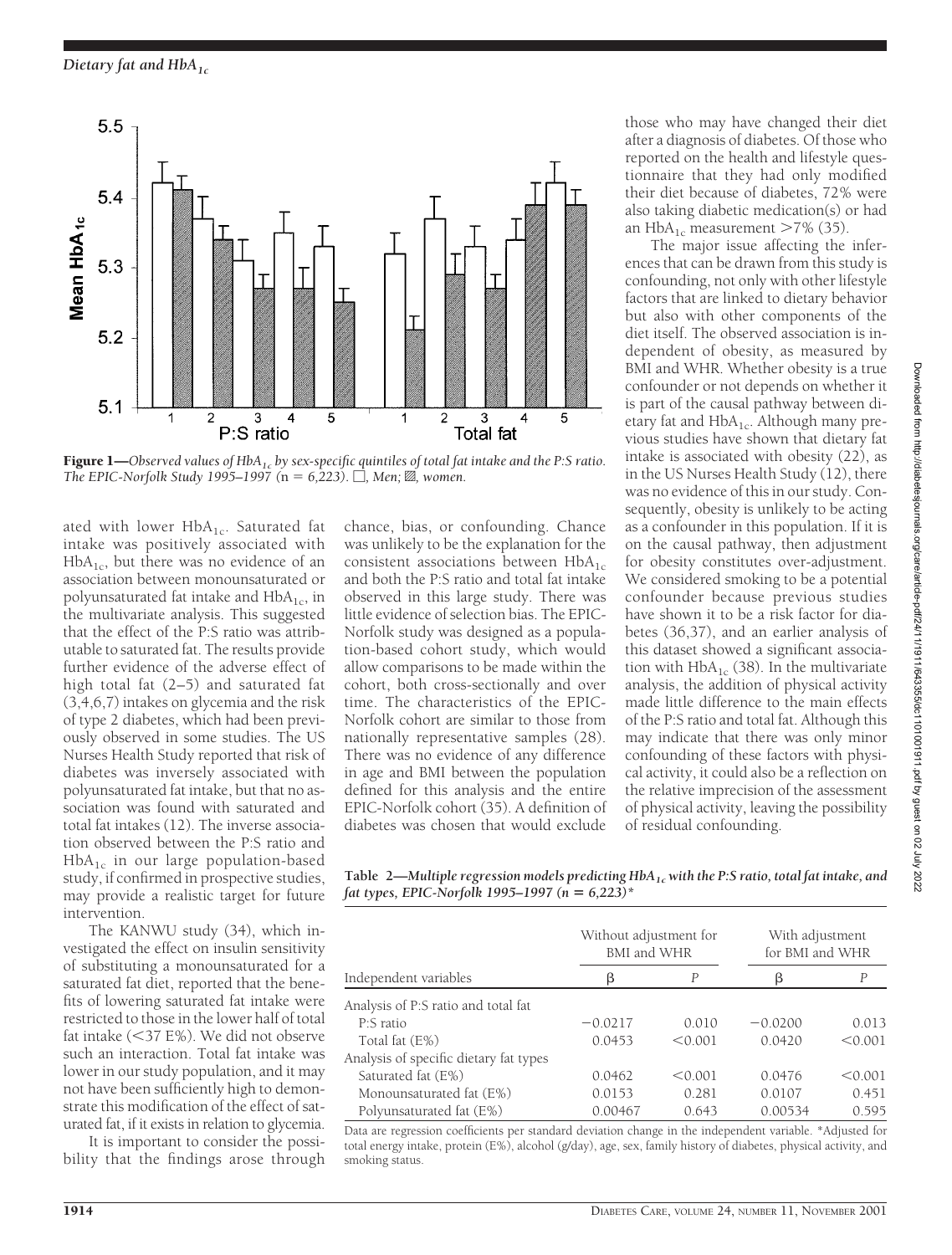Figure 1—*Observed values of $HbA_{1c}$ by sex-specific quintiles of total fat intake and the P:S ratio. The EPIC-Norfolk Study 1995–1997 (n = 6,223). □, Men; ▨, women.*

ated with lower $HbA_{1c}$. Saturated fat intake was positively associated with $HbA_{1c}$, but there was no evidence of an association between monounsaturated or polyunsaturated fat intake and $HbA_{1c}$, in the multivariate analysis. This suggested that the effect of the P:S ratio was attributable to saturated fat. The results provide further evidence of the adverse effect of high total fat (2–5) and saturated fat (3,4,6,7) intakes on glycemia and the risk of type 2 diabetes, which had been previously observed in some studies. The US Nurses Health Study reported that risk of diabetes was inversely associated with polyunsaturated fat intake, but that no association was found with saturated and total fat intakes (12). The inverse association observed between the P:S ratio and $HbA_{1c}$ in our large population-based study, if confirmed in prospective studies, may provide a realistic target for future intervention.

The KANWU study (34), which investigated the effect on insulin sensitivity of substituting a monounsaturated for a saturated fat diet, reported that the benefits of lowering saturated fat intake were restricted to those in the lower half of total fat intake (<37 E%). We did not observe such an interaction. Total fat intake was lower in our study population, and it may not have been sufficiently high to demonstrate this modification of the effect of saturated fat, if it exists in relation to glycemia.

It is important to consider the possibility that the findings arose through chance, bias, or confounding. Chance was unlikely to be the explanation for the consistent associations between $HbA_{1c}$ and both the P:S ratio and total fat intake observed in this large study. There was little evidence of selection bias. The EPIC-Norfolk study was designed as a population-based cohort study, which would allow comparisons to be made within the cohort, both cross-sectionally and over time. The characteristics of the EPIC-Norfolk cohort are similar to those from nationally representative samples (28). There was no evidence of any difference in age and BMI between the population defined for this analysis and the entire EPIC-Norfolk cohort (35). A definition of diabetes was chosen that would exclude those who may have changed their diet after a diagnosis of diabetes. Of those who reported on the health and lifestyle questionnaire that they had only modified their diet because of diabetes, 72% were also taking diabetic medication(s) or had an $HbA_{1c}$ measurement >7% (35).

The major issue affecting the inferences that can be drawn from this study is confounding, not only with other lifestyle factors that are linked to dietary behavior but also with other components of the diet itself. The observed association is independent of obesity, as measured by BMI and WHR. Whether obesity is a true confounder or not depends on whether it is part of the causal pathway between dietary fat and $HbA_{1c}$. Although many previous studies have shown that dietary fat intake is associated with obesity (22), as in the US Nurses Health Study (12), there was no evidence of this in our study. Consequently, obesity is unlikely to be acting as a confounder in this population. If it is on the causal pathway, then adjustment for obesity constitutes over-adjustment. We considered smoking to be a potential confounder because previous studies have shown it to be a risk factor for diabetes (36,37), and an earlier analysis of this dataset showed a significant association with $HbA_{1c}$ (38). In the multivariate analysis, the addition of physical activity made little difference to the main effects of the P:S ratio and total fat. Although this may indicate that there was only minor confounding of these factors with physical activity, it could also be a reflection on the relative imprecision of the assessment of physical activity, leaving the possibility of residual confounding.

**Table 2—*Multiple regression models predicting $HbA_{1c}$ with the P:S ratio, total fat intake, and fat types, EPIC-Norfolk 1995–1997 (n = 6,223)\****

| Independent variables | Without adjustment for BMI and WHR | | With adjustment for BMI and WHR | |
|---|---|---|---|---|
| | β | *P* | β | *P* |
| Analysis of P:S ratio and total fat | | | | |
| P:S ratio | −0.0217 | 0.010 | −0.0200 | 0.013 |
| Total fat (E%) | 0.0453 | <0.001 | 0.0420 | <0.001 |
| Analysis of specific dietary fat types | | | | |
| Saturated fat (E%) | 0.0462 | <0.001 | 0.0476 | <0.001 |
| Monounsaturated fat (E%) | 0.0153 | 0.281 | 0.0107 | 0.451 |
| Polyunsaturated fat (E%) | 0.00467 | 0.643 | 0.00534 | 0.595 |

Data are regression coefficients per standard deviation change in the independent variable. \*Adjusted for total energy intake, protein (E%), alcohol (g/day), age, sex, family history of diabetes, physical activity, and smoking status.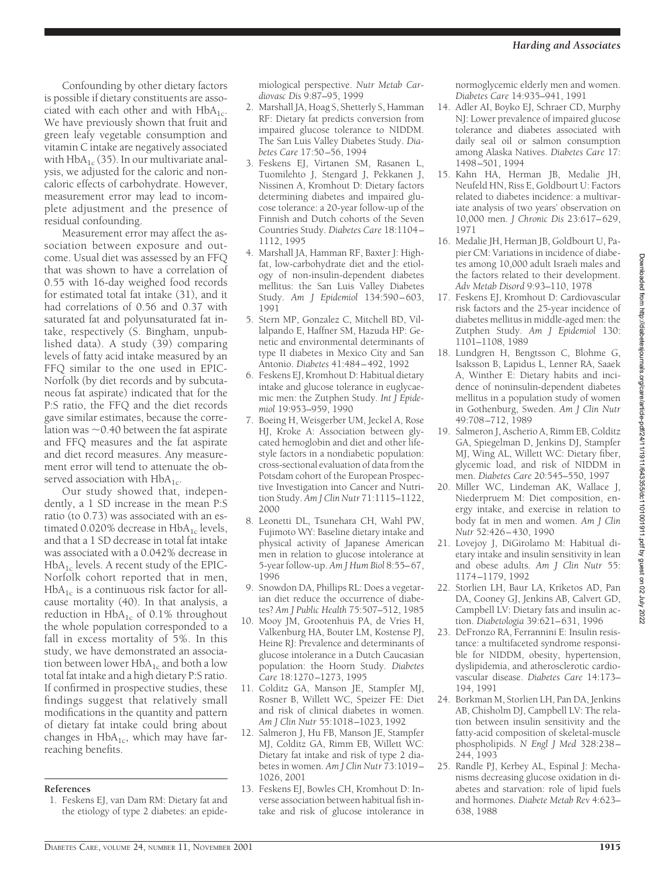Confounding by other dietary factors is possible if dietary constituents are associated with each other and with $HbA_{1c}$. We have previously shown that fruit and green leafy vegetable consumption and vitamin C intake are negatively associated with $HbA_{1c}$ (35). In our multivariate analysis, we adjusted for the caloric and noncaloric effects of carbohydrate. However, measurement error may lead to incomplete adjustment and the presence of residual confounding.

Measurement error may affect the association between exposure and outcome. Usual diet was assessed by an FFQ that was shown to have a correlation of 0.55 with 16-day weighed food records for estimated total fat intake (31), and it had correlations of 0.56 and 0.37 with saturated fat and polyunsaturated fat intake, respectively (S. Bingham, unpublished data). A study (39) comparing levels of fatty acid intake measured by an FFQ similar to the one used in EPIC-Norfolk (by diet records and by subcutaneous fat aspirate) indicated that for the P:S ratio, the FFQ and the diet records gave similar estimates, because the correlation was ~0.40 between the fat aspirate and FFQ measures and the fat aspirate and diet record measures. Any measurement error will tend to attenuate the observed association with $HbA_{1c}$.

Our study showed that, independently, a 1 SD increase in the mean P:S ratio (to 0.73) was associated with an estimated 0.020% decrease in $HbA_{1c}$ levels, and that a 1 SD decrease in total fat intake was associated with a 0.042% decrease in $HbA_{1c}$ levels. A recent study of the EPIC-Norfolk cohort reported that in men, $HbA_{1c}$ is a continuous risk factor for all-cause mortality (40). In that analysis, a reduction in $HbA_{1c}$ of 0.1% throughout the whole population corresponded to a fall in excess mortality of 5%. In this study, we have demonstrated an association between lower $HbA_{1c}$ and both a low total fat intake and a high dietary P:S ratio. If confirmed in prospective studies, these findings suggest that relatively small modifications in the quantity and pattern of dietary fat intake could bring about changes in $HbA_{1c}$, which may have far-reaching benefits.

## References

1. Feskens EJ, van Dam RM: Dietary fat and the etiology of type 2 diabetes: an epidemiological perspective. *Nutr Metab Cardiovasc Dis* 9:87–95, 1999
2. Marshall JA, Hoag S, Shetterly S, Hamman RF: Dietary fat predicts conversion from impaired glucose tolerance to NIDDM. The San Luis Valley Diabetes Study. *Diabetes Care* 17:50–56, 1994
3. Feskens EJ, Virtanen SM, Rasanen L, Tuomilehto J, Stengard J, Pekkanen J, Nissinen A, Kromhout D: Dietary factors determining diabetes and impaired glucose tolerance: a 20-year follow-up of the Finnish and Dutch cohorts of the Seven Countries Study. *Diabetes Care* 18:1104–1112, 1995
4. Marshall JA, Hamman RF, Baxter J: High-fat, low-carbohydrate diet and the etiology of non-insulin-dependent diabetes mellitus: the San Luis Valley Diabetes Study. *Am J Epidemiol* 134:590–603, 1991
5. Stern MP, Gonzalez C, Mitchell BD, Villalpando E, Haffner SM, Hazuda HP: Genetic and environmental determinants of type II diabetes in Mexico City and San Antonio. *Diabetes* 41:484–492, 1992
6. Feskens EJ, Kromhout D: Habitual dietary intake and glucose tolerance in euglycaemic men: the Zutphen Study. *Int J Epidemiol* 19:953–959, 1990
7. Boeing H, Weisgerber UM, Jeckel A, Rose HJ, Kroke A: Association between glycated hemoglobin and diet and other lifestyle factors in a nondiabetic population: cross-sectional evaluation of data from the Potsdam cohort of the European Prospective Investigation into Cancer and Nutrition Study. *Am J Clin Nutr* 71:1115–1122, 2000
8. Leonetti DL, Tsunehara CH, Wahl PW, Fujimoto WY: Baseline dietary intake and physical activity of Japanese American men in relation to glucose intolerance at 5-year follow-up. *Am J Hum Biol* 8:55–67, 1996
9. Snowdon DA, Phillips RL: Does a vegetarian diet reduce the occurrence of diabetes? *Am J Public Health* 75:507–512, 1985
10. Mooy JM, Grootenhuis PA, de Vries H, Valkenburg HA, Bouter LM, Kostense PJ, Heine RJ: Prevalence and determinants of glucose intolerance in a Dutch Caucasian population: the Hoorn Study. *Diabetes Care* 18:1270–1273, 1995
11. Colditz GA, Manson JE, Stampfer MJ, Rosner B, Willett WC, Speizer FE: Diet and risk of clinical diabetes in women. *Am J Clin Nutr* 55:1018–1023, 1992
12. Salmeron J, Hu FB, Manson JE, Stampfer MJ, Colditz GA, Rimm EB, Willett WC: Dietary fat intake and risk of type 2 diabetes in women. *Am J Clin Nutr* 73:1019–1026, 2001
13. Feskens EJ, Bowles CH, Kromhout D: Inverse association between habitual fish intake and risk of glucose intolerance in normoglycemic elderly men and women. *Diabetes Care* 14:935–941, 1991
14. Adler AI, Boyko EJ, Schraer CD, Murphy NJ: Lower prevalence of impaired glucose tolerance and diabetes associated with daily seal oil or salmon consumption among Alaska Natives. *Diabetes Care* 17:1498–501, 1994
15. Kahn HA, Herman JB, Medalie JH, Neufeld HN, Riss E, Goldbourt U: Factors related to diabetes incidence: a multivariate analysis of two years' observation on 10,000 men. *J Chronic Dis* 23:617–629, 1971
16. Medalie JH, Herman JB, Goldbourt U, Papier CM: Variations in incidence of diabetes among 10,000 adult Israeli males and the factors related to their development. *Adv Metab Disord* 9:93–110, 1978
17. Feskens EJ, Kromhout D: Cardiovascular risk factors and the 25-year incidence of diabetes mellitus in middle-aged men: the Zutphen Study. *Am J Epidemiol* 130:1101–1108, 1989
18. Lundgren H, Bengtsson C, Blohme G, Isaksson B, Lapidus L, Lenner RA, Saaek A, Winther E: Dietary habits and incidence of noninsulin-dependent diabetes mellitus in a population study of women in Gothenburg, Sweden. *Am J Clin Nutr* 49:708–712, 1989
19. Salmeron J, Ascherio A, Rimm EB, Colditz GA, Spiegelman D, Jenkins DJ, Stampfer MJ, Wing AL, Willett WC: Dietary fiber, glycemic load, and risk of NIDDM in men. *Diabetes Care* 20:545–550, 1997
20. Miller WC, Lindeman AK, Wallace J, Niederpruem M: Diet composition, energy intake, and exercise in relation to body fat in men and women. *Am J Clin Nutr* 52:426–430, 1990
21. Lovejoy J, DiGirolamo M: Habitual dietary intake and insulin sensitivity in lean and obese adults. *Am J Clin Nutr* 55:1174–1179, 1992
22. Storlien LH, Baur LA, Kriketos AD, Pan DA, Cooney GJ, Jenkins AB, Calvert GD, Campbell LV: Dietary fats and insulin action. *Diabetologia* 39:621–631, 1996
23. DeFronzo RA, Ferrannini E: Insulin resistance: a multifaceted syndrome responsible for NIDDM, obesity, hypertension, dyslipidemia, and atherosclerotic cardiovascular disease. *Diabetes Care* 14:173–194, 1991
24. Borkman M, Storlien LH, Pan DA, Jenkins AB, Chisholm DJ, Campbell LV: The relation between insulin sensitivity and the fatty-acid composition of skeletal-muscle phospholipids. *N Engl J Med* 328:238–244, 1993
25. Randle PJ, Kerbey AL, Espinal J: Mechanisms decreasing glucose oxidation in diabetes and starvation: role of lipid fuels and hormones. *Diabete Metab Rev* 4:623–638, 1988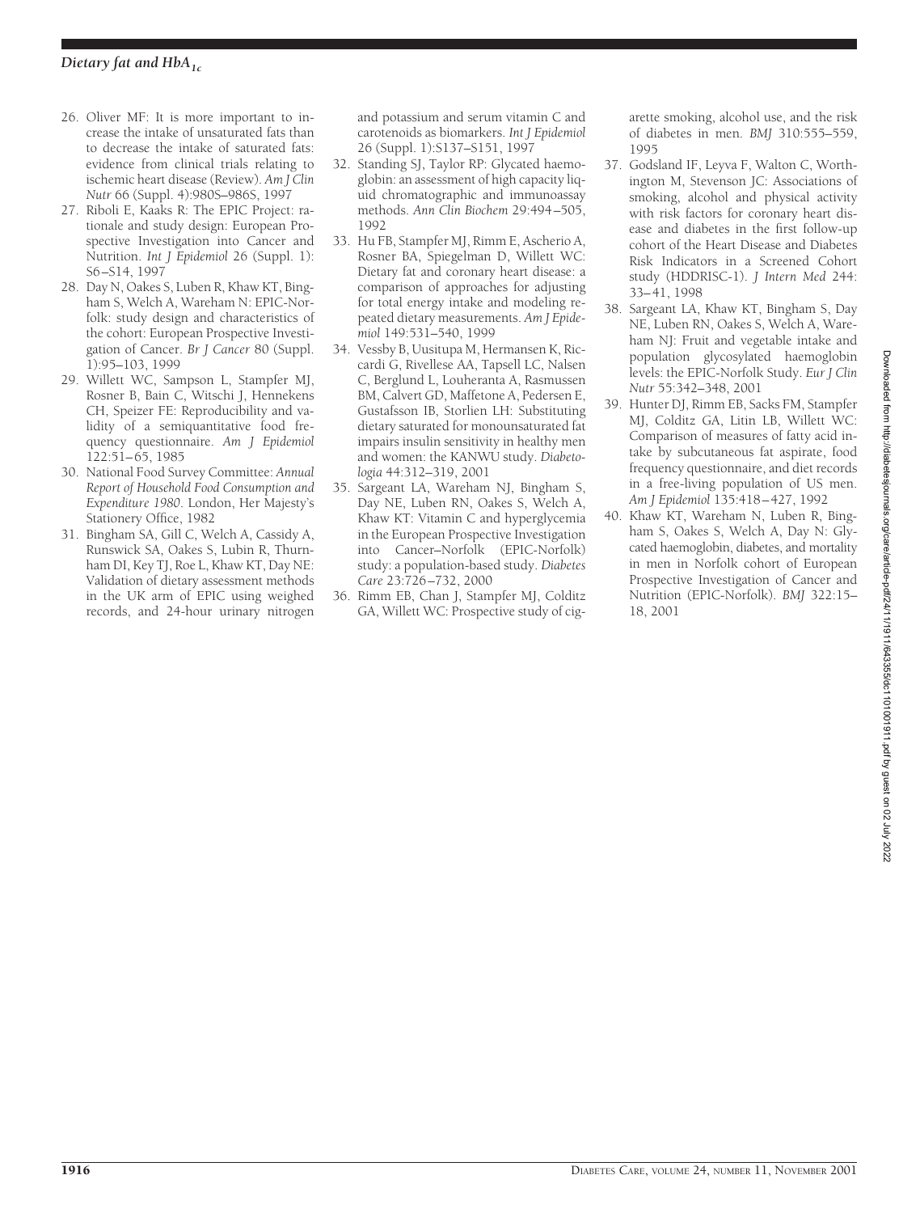26. Oliver MF: It is more important to increase the intake of unsaturated fats than to decrease the intake of saturated fats: evidence from clinical trials relating to ischemic heart disease (Review). *Am J Clin Nutr* 66 (Suppl. 4):980S–986S, 1997
27. Riboli E, Kaaks R: The EPIC Project: rationale and study design: European Prospective Investigation into Cancer and Nutrition. *Int J Epidemiol* 26 (Suppl. 1): S6–S14, 1997
28. Day N, Oakes S, Luben R, Khaw KT, Bingham S, Welch A, Wareham N: EPIC-Norfolk: study design and characteristics of the cohort: European Prospective Investigation of Cancer. *Br J Cancer* 80 (Suppl. 1):95–103, 1999
29. Willett WC, Sampson L, Stampfer MJ, Rosner B, Bain C, Witschi J, Hennekens CH, Speizer FE: Reproducibility and validity of a semiquantitative food frequency questionnaire. *Am J Epidemiol* 122:51–65, 1985
30. National Food Survey Committee: *Annual Report of Household Food Consumption and Expenditure 1980*. London, Her Majesty's Stationery Office, 1982
31. Bingham SA, Gill C, Welch A, Cassidy A, Runswick SA, Oakes S, Lubin R, Thurnham DI, Key TJ, Roe L, Khaw KT, Day NE: Validation of dietary assessment methods in the UK arm of EPIC using weighed records, and 24-hour urinary nitrogen and potassium and serum vitamin C and carotenoids as biomarkers. *Int J Epidemiol* 26 (Suppl. 1):S137–S151, 1997
32. Standing SJ, Taylor RP: Glycated haemoglobin: an assessment of high capacity liquid chromatographic and immunoassay methods. *Ann Clin Biochem* 29:494–505, 1992
33. Hu FB, Stampfer MJ, Rimm E, Ascherio A, Rosner BA, Spiegelman D, Willett WC: Dietary fat and coronary heart disease: a comparison of approaches for adjusting for total energy intake and modeling repeated dietary measurements. *Am J Epidemiol* 149:531–540, 1999
34. Vessby B, Uusitupa M, Hermansen K, Riccardi G, Rivellese AA, Tapsell LC, Nalsen C, Berglund L, Louheranta A, Rasmussen BM, Calvert GD, Maffetone A, Pedersen E, Gustafsson IB, Storlien LH: Substituting dietary saturated for monounsaturated fat impairs insulin sensitivity in healthy men and women: the KANWU study. *Diabetologia* 44:312–319, 2001
35. Sargeant LA, Wareham NJ, Bingham S, Day NE, Luben RN, Oakes S, Welch A, Khaw KT: Vitamin C and hyperglycemia in the European Prospective Investigation into Cancer–Norfolk (EPIC-Norfolk) study: a population-based study. *Diabetes Care* 23:726–732, 2000
36. Rimm EB, Chan J, Stampfer MJ, Colditz GA, Willett WC: Prospective study of cigarette smoking, alcohol use, and the risk of diabetes in men. *BMJ* 310:555–559, 1995
37. Godsland IF, Leyva F, Walton C, Worthington M, Stevenson JC: Associations of smoking, alcohol and physical activity with risk factors for coronary heart disease and diabetes in the first follow-up cohort of the Heart Disease and Diabetes Risk Indicators in a Screened Cohort study (HDDRISC-1). *J Intern Med* 244: 33–41, 1998
38. Sargeant LA, Khaw KT, Bingham S, Day NE, Luben RN, Oakes S, Welch A, Wareham NJ: Fruit and vegetable intake and population glycosylated haemoglobin levels: the EPIC-Norfolk Study. *Eur J Clin Nutr* 55:342–348, 2001
39. Hunter DJ, Rimm EB, Sacks FM, Stampfer MJ, Colditz GA, Litin LB, Willett WC: Comparison of measures of fatty acid intake by subcutaneous fat aspirate, food frequency questionnaire, and diet records in a free-living population of US men. *Am J Epidemiol* 135:418–427, 1992
40. Khaw KT, Wareham N, Luben R, Bingham S, Oakes S, Welch A, Day N: Glycated haemoglobin, diabetes, and mortality in men in Norfolk cohort of European Prospective Investigation of Cancer and Nutrition (EPIC-Norfolk). *BMJ* 322:15–18, 2001